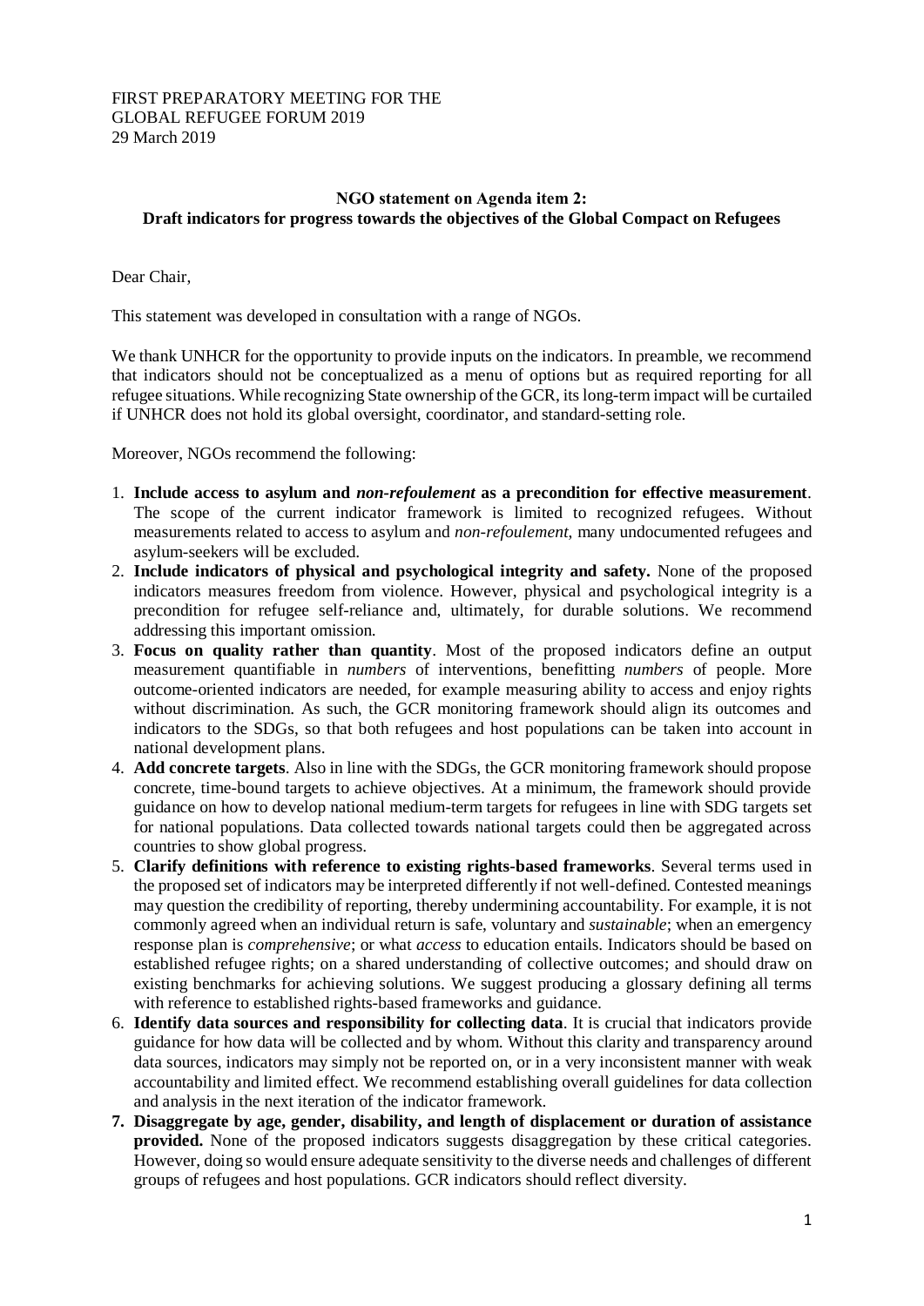FIRST PREPARATORY MEETING FOR THE
GLOBAL REFUGEE FORUM 2019
29 March 2019

**NGO statement on Agenda item 2:**
**Draft indicators for progress towards the objectives of the Global Compact on Refugees**

Dear Chair,

This statement was developed in consultation with a range of NGOs.

We thank UNHCR for the opportunity to provide inputs on the indicators. In preamble, we recommend that indicators should not be conceptualized as a menu of options but as required reporting for all refugee situations. While recognizing State ownership of the GCR, its long-term impact will be curtailed if UNHCR does not hold its global oversight, coordinator, and standard-setting role.

Moreover, NGOs recommend the following:

1. **Include access to asylum and *non-refoulement* as a precondition for effective measurement**. The scope of the current indicator framework is limited to recognized refugees. Without measurements related to access to asylum and *non-refoulement*, many undocumented refugees and asylum-seekers will be excluded.
2. **Include indicators of physical and psychological integrity and safety.** None of the proposed indicators measures freedom from violence. However, physical and psychological integrity is a precondition for refugee self-reliance and, ultimately, for durable solutions. We recommend addressing this important omission.
3. **Focus on quality rather than quantity**. Most of the proposed indicators define an output measurement quantifiable in *numbers* of interventions, benefitting *numbers* of people. More outcome-oriented indicators are needed, for example measuring ability to access and enjoy rights without discrimination. As such, the GCR monitoring framework should align its outcomes and indicators to the SDGs, so that both refugees and host populations can be taken into account in national development plans.
4. **Add concrete targets**. Also in line with the SDGs, the GCR monitoring framework should propose concrete, time-bound targets to achieve objectives. At a minimum, the framework should provide guidance on how to develop national medium-term targets for refugees in line with SDG targets set for national populations. Data collected towards national targets could then be aggregated across countries to show global progress.
5. **Clarify definitions with reference to existing rights-based frameworks**. Several terms used in the proposed set of indicators may be interpreted differently if not well-defined. Contested meanings may question the credibility of reporting, thereby undermining accountability. For example, it is not commonly agreed when an individual return is safe, voluntary and *sustainable*; when an emergency response plan is *comprehensive*; or what *access* to education entails. Indicators should be based on established refugee rights; on a shared understanding of collective outcomes; and should draw on existing benchmarks for achieving solutions. We suggest producing a glossary defining all terms with reference to established rights-based frameworks and guidance.
6. **Identify data sources and responsibility for collecting data**. It is crucial that indicators provide guidance for how data will be collected and by whom. Without this clarity and transparency around data sources, indicators may simply not be reported on, or in a very inconsistent manner with weak accountability and limited effect. We recommend establishing overall guidelines for data collection and analysis in the next iteration of the indicator framework.
7. **Disaggregate by age, gender, disability, and length of displacement or duration of assistance provided.** None of the proposed indicators suggests disaggregation by these critical categories. However, doing so would ensure adequate sensitivity to the diverse needs and challenges of different groups of refugees and host populations. GCR indicators should reflect diversity.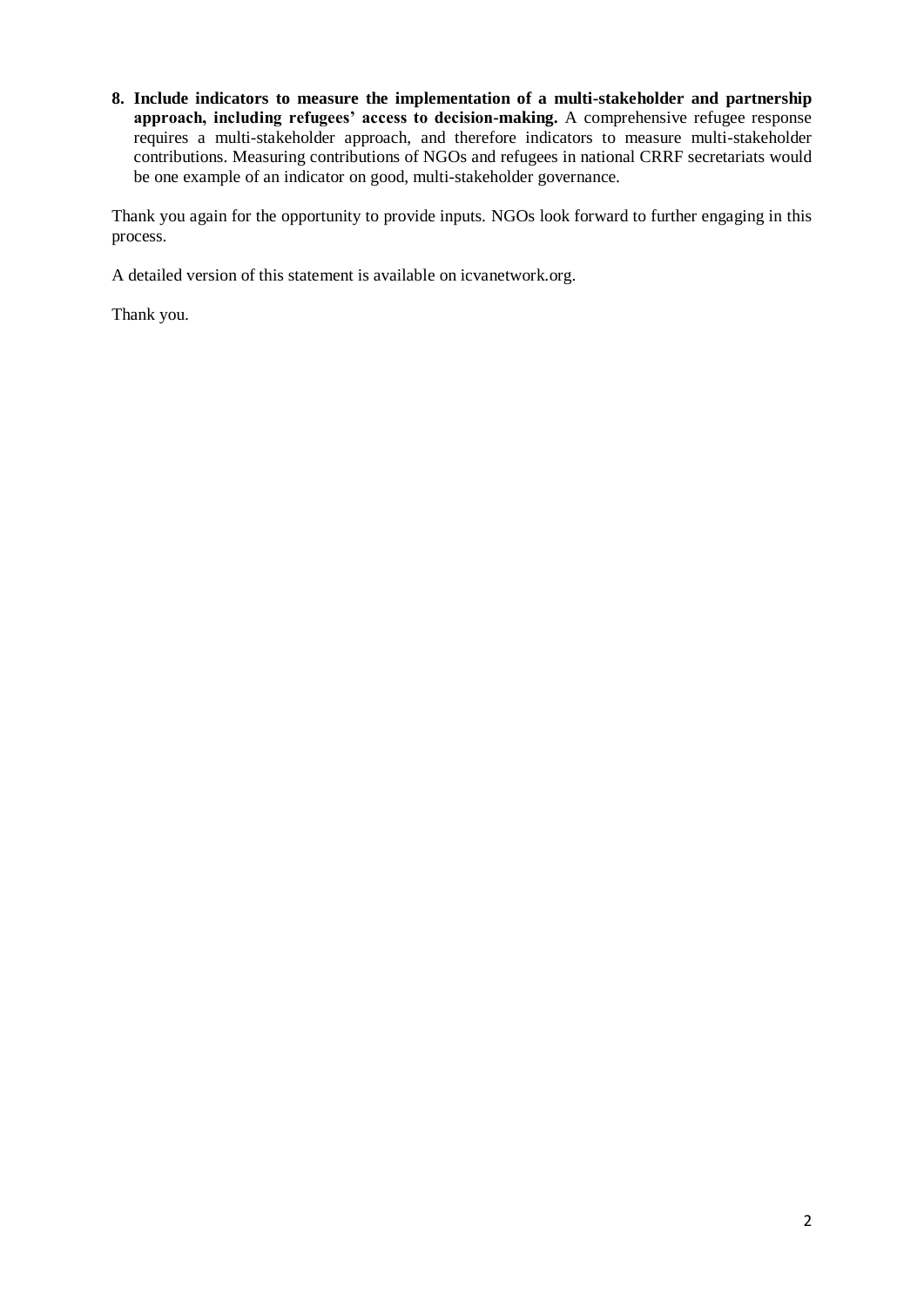8. **Include indicators to measure the implementation of a multi-stakeholder and partnership approach, including refugees' access to decision-making.** A comprehensive refugee response requires a multi-stakeholder approach, and therefore indicators to measure multi-stakeholder contributions. Measuring contributions of NGOs and refugees in national CRRF secretariats would be one example of an indicator on good, multi-stakeholder governance.

Thank you again for the opportunity to provide inputs. NGOs look forward to further engaging in this process.

A detailed version of this statement is available on icvanetwork.org.

Thank you.